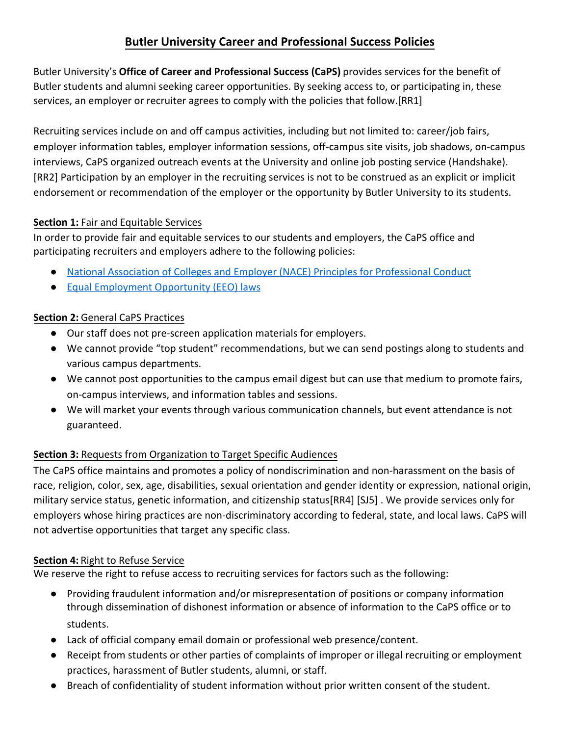# Butler University Career and Professional Success Policies

Butler University's **Office of Career and Professional Success (CaPS)** provides services for the benefit of Butler students and alumni seeking career opportunities. By seeking access to, or participating in, these services, an employer or recruiter agrees to comply with the policies that follow.[RR1]

Recruiting services include on and off campus activities, including but not limited to: career/job fairs, employer information tables, employer information sessions, off-campus site visits, job shadows, on-campus interviews, CaPS organized outreach events at the University and online job posting service (Handshake).[RR2] Participation by an employer in the recruiting services is not to be construed as an explicit or implicit endorsement or recommendation of the employer or the opportunity by Butler University to its students.

**Section 1:** Fair and Equitable Services

In order to provide fair and equitable services to our students and employers, the CaPS office and participating recruiters and employers adhere to the following policies:

- National Association of Colleges and Employer (NACE) Principles for Professional Conduct
- Equal Employment Opportunity (EEO) laws

**Section 2:** General CaPS Practices

- Our staff does not pre-screen application materials for employers.
- We cannot provide "top student" recommendations, but we can send postings along to students and various campus departments.
- We cannot post opportunities to the campus email digest but can use that medium to promote fairs, on-campus interviews, and information tables and sessions.
- We will market your events through various communication channels, but event attendance is not guaranteed.

**Section 3:** Requests from Organization to Target Specific Audiences

The CaPS office maintains and promotes a policy of nondiscrimination and non-harassment on the basis of race, religion, color, sex, age, disabilities, sexual orientation and gender identity or expression, national origin, military service status, genetic information, and citizenship status[RR4] [SJ5] . We provide services only for employers whose hiring practices are non-discriminatory according to federal, state, and local laws. CaPS will not advertise opportunities that target any specific class.

**Section 4:** Right to Refuse Service

We reserve the right to refuse access to recruiting services for factors such as the following:

- Providing fraudulent information and/or misrepresentation of positions or company information through dissemination of dishonest information or absence of information to the CaPS office or to students.
- Lack of official company email domain or professional web presence/content.
- Receipt from students or other parties of complaints of improper or illegal recruiting or employment practices, harassment of Butler students, alumni, or staff.
- Breach of confidentiality of student information without prior written consent of the student.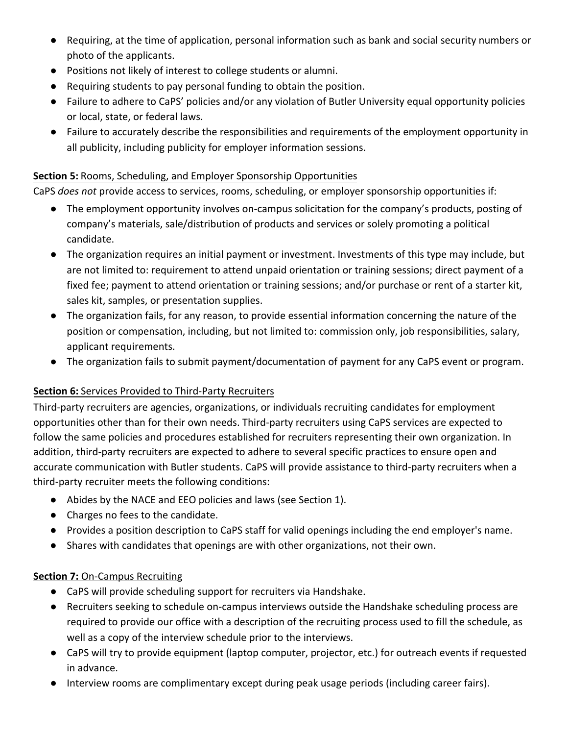- Requiring, at the time of application, personal information such as bank and social security numbers or photo of the applicants.
- Positions not likely of interest to college students or alumni.
- Requiring students to pay personal funding to obtain the position.
- Failure to adhere to CaPS' policies and/or any violation of Butler University equal opportunity policies or local, state, or federal laws.
- Failure to accurately describe the responsibilities and requirements of the employment opportunity in all publicity, including publicity for employer information sessions.

**Section 5:** Rooms, Scheduling, and Employer Sponsorship Opportunities

CaPS *does not* provide access to services, rooms, scheduling, or employer sponsorship opportunities if:

- The employment opportunity involves on-campus solicitation for the company's products, posting of company's materials, sale/distribution of products and services or solely promoting a political candidate.
- The organization requires an initial payment or investment. Investments of this type may include, but are not limited to: requirement to attend unpaid orientation or training sessions; direct payment of a fixed fee; payment to attend orientation or training sessions; and/or purchase or rent of a starter kit, sales kit, samples, or presentation supplies.
- The organization fails, for any reason, to provide essential information concerning the nature of the position or compensation, including, but not limited to: commission only, job responsibilities, salary, applicant requirements.
- The organization fails to submit payment/documentation of payment for any CaPS event or program.

**Section 6:** Services Provided to Third-Party Recruiters

Third-party recruiters are agencies, organizations, or individuals recruiting candidates for employment opportunities other than for their own needs. Third-party recruiters using CaPS services are expected to follow the same policies and procedures established for recruiters representing their own organization. In addition, third-party recruiters are expected to adhere to several specific practices to ensure open and accurate communication with Butler students. CaPS will provide assistance to third-party recruiters when a third-party recruiter meets the following conditions:

- Abides by the NACE and EEO policies and laws (see Section 1).
- Charges no fees to the candidate.
- Provides a position description to CaPS staff for valid openings including the end employer's name.
- Shares with candidates that openings are with other organizations, not their own.

**Section 7:** On-Campus Recruiting

- CaPS will provide scheduling support for recruiters via Handshake.
- Recruiters seeking to schedule on-campus interviews outside the Handshake scheduling process are required to provide our office with a description of the recruiting process used to fill the schedule, as well as a copy of the interview schedule prior to the interviews.
- CaPS will try to provide equipment (laptop computer, projector, etc.) for outreach events if requested in advance.
- Interview rooms are complimentary except during peak usage periods (including career fairs).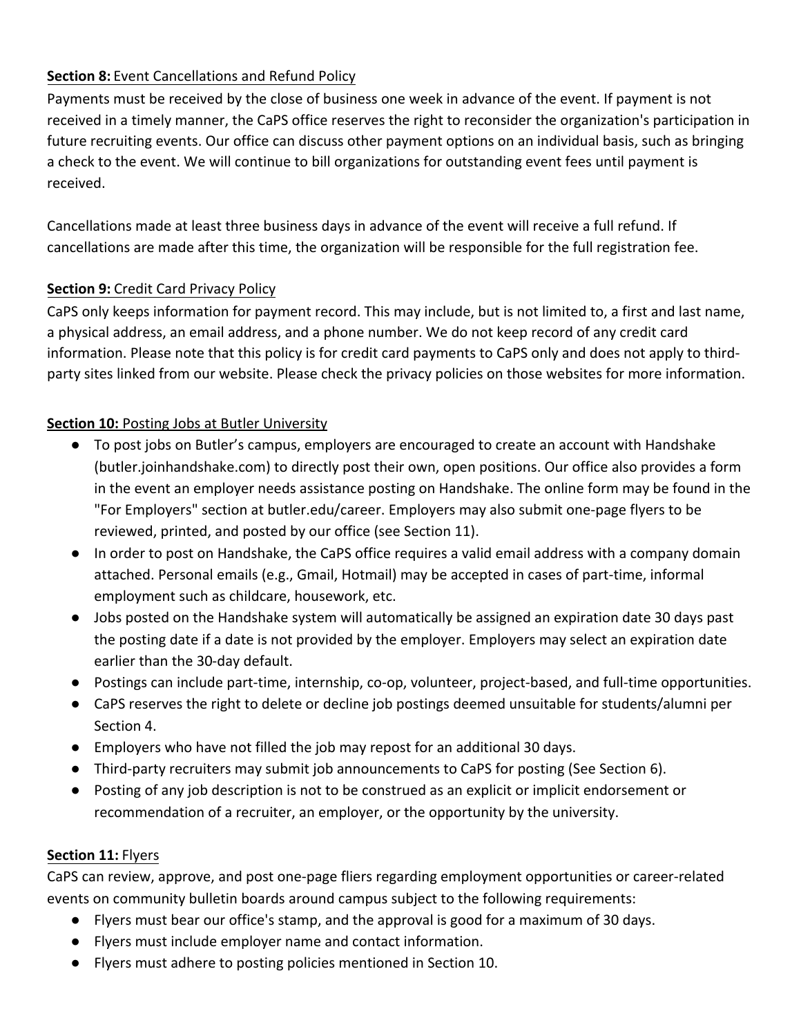**Section 8:** Event Cancellations and Refund Policy

Payments must be received by the close of business one week in advance of the event. If payment is not received in a timely manner, the CaPS office reserves the right to reconsider the organization's participation in future recruiting events. Our office can discuss other payment options on an individual basis, such as bringing a check to the event. We will continue to bill organizations for outstanding event fees until payment is received.

Cancellations made at least three business days in advance of the event will receive a full refund. If cancellations are made after this time, the organization will be responsible for the full registration fee.

**Section 9:** Credit Card Privacy Policy

CaPS only keeps information for payment record. This may include, but is not limited to, a first and last name, a physical address, an email address, and a phone number. We do not keep record of any credit card information. Please note that this policy is for credit card payments to CaPS only and does not apply to third-party sites linked from our website. Please check the privacy policies on those websites for more information.

**Section 10:** Posting Jobs at Butler University

- To post jobs on Butler's campus, employers are encouraged to create an account with Handshake (butler.joinhandshake.com) to directly post their own, open positions. Our office also provides a form in the event an employer needs assistance posting on Handshake. The online form may be found in the "For Employers" section at butler.edu/career. Employers may also submit one-page flyers to be reviewed, printed, and posted by our office (see Section 11).
- In order to post on Handshake, the CaPS office requires a valid email address with a company domain attached. Personal emails (e.g., Gmail, Hotmail) may be accepted in cases of part-time, informal employment such as childcare, housework, etc.
- Jobs posted on the Handshake system will automatically be assigned an expiration date 30 days past the posting date if a date is not provided by the employer. Employers may select an expiration date earlier than the 30-day default.
- Postings can include part-time, internship, co-op, volunteer, project-based, and full-time opportunities.
- CaPS reserves the right to delete or decline job postings deemed unsuitable for students/alumni per Section 4.
- Employers who have not filled the job may repost for an additional 30 days.
- Third-party recruiters may submit job announcements to CaPS for posting (See Section 6).
- Posting of any job description is not to be construed as an explicit or implicit endorsement or recommendation of a recruiter, an employer, or the opportunity by the university.

**Section 11:** Flyers

CaPS can review, approve, and post one-page fliers regarding employment opportunities or career-related events on community bulletin boards around campus subject to the following requirements:

- Flyers must bear our office's stamp, and the approval is good for a maximum of 30 days.
- Flyers must include employer name and contact information.
- Flyers must adhere to posting policies mentioned in Section 10.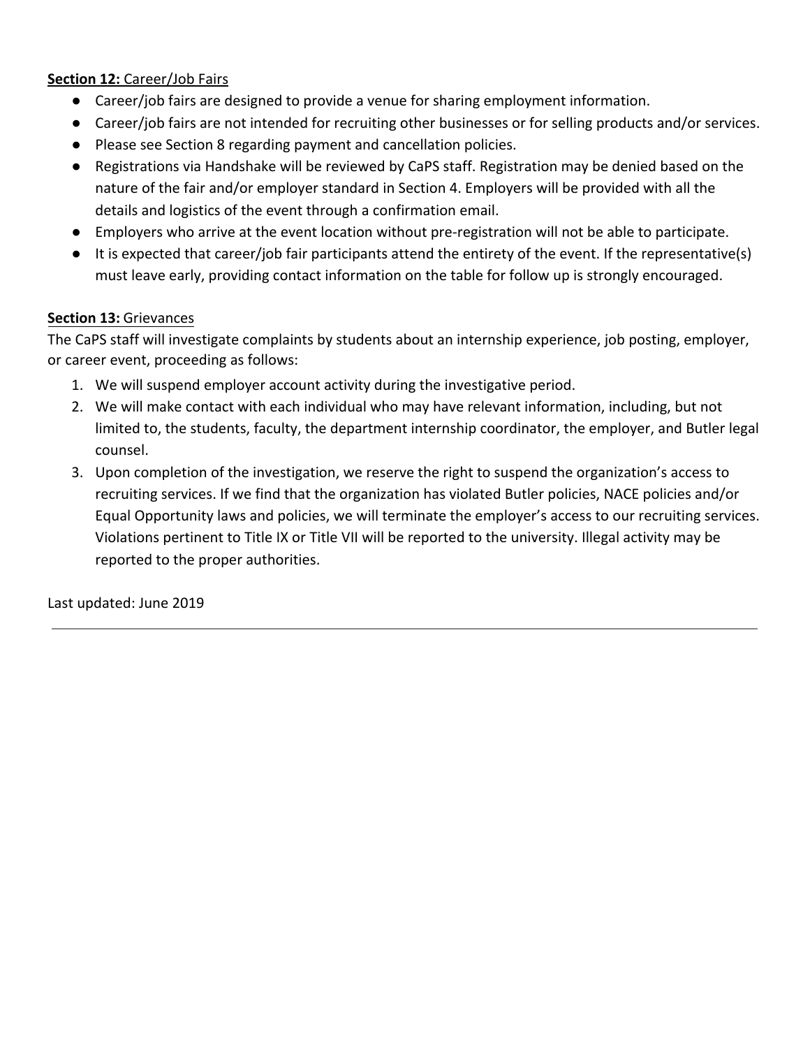**Section 12:** Career/Job Fairs

- Career/job fairs are designed to provide a venue for sharing employment information.
- Career/job fairs are not intended for recruiting other businesses or for selling products and/or services.
- Please see Section 8 regarding payment and cancellation policies.
- Registrations via Handshake will be reviewed by CaPS staff. Registration may be denied based on the nature of the fair and/or employer standard in Section 4. Employers will be provided with all the details and logistics of the event through a confirmation email.
- Employers who arrive at the event location without pre-registration will not be able to participate.
- It is expected that career/job fair participants attend the entirety of the event. If the representative(s) must leave early, providing contact information on the table for follow up is strongly encouraged.

**Section 13:** Grievances

The CaPS staff will investigate complaints by students about an internship experience, job posting, employer, or career event, proceeding as follows:

1. We will suspend employer account activity during the investigative period.
2. We will make contact with each individual who may have relevant information, including, but not limited to, the students, faculty, the department internship coordinator, the employer, and Butler legal counsel.
3. Upon completion of the investigation, we reserve the right to suspend the organization's access to recruiting services. If we find that the organization has violated Butler policies, NACE policies and/or Equal Opportunity laws and policies, we will terminate the employer's access to our recruiting services. Violations pertinent to Title IX or Title VII will be reported to the university. Illegal activity may be reported to the proper authorities.

Last updated: June 2019

---